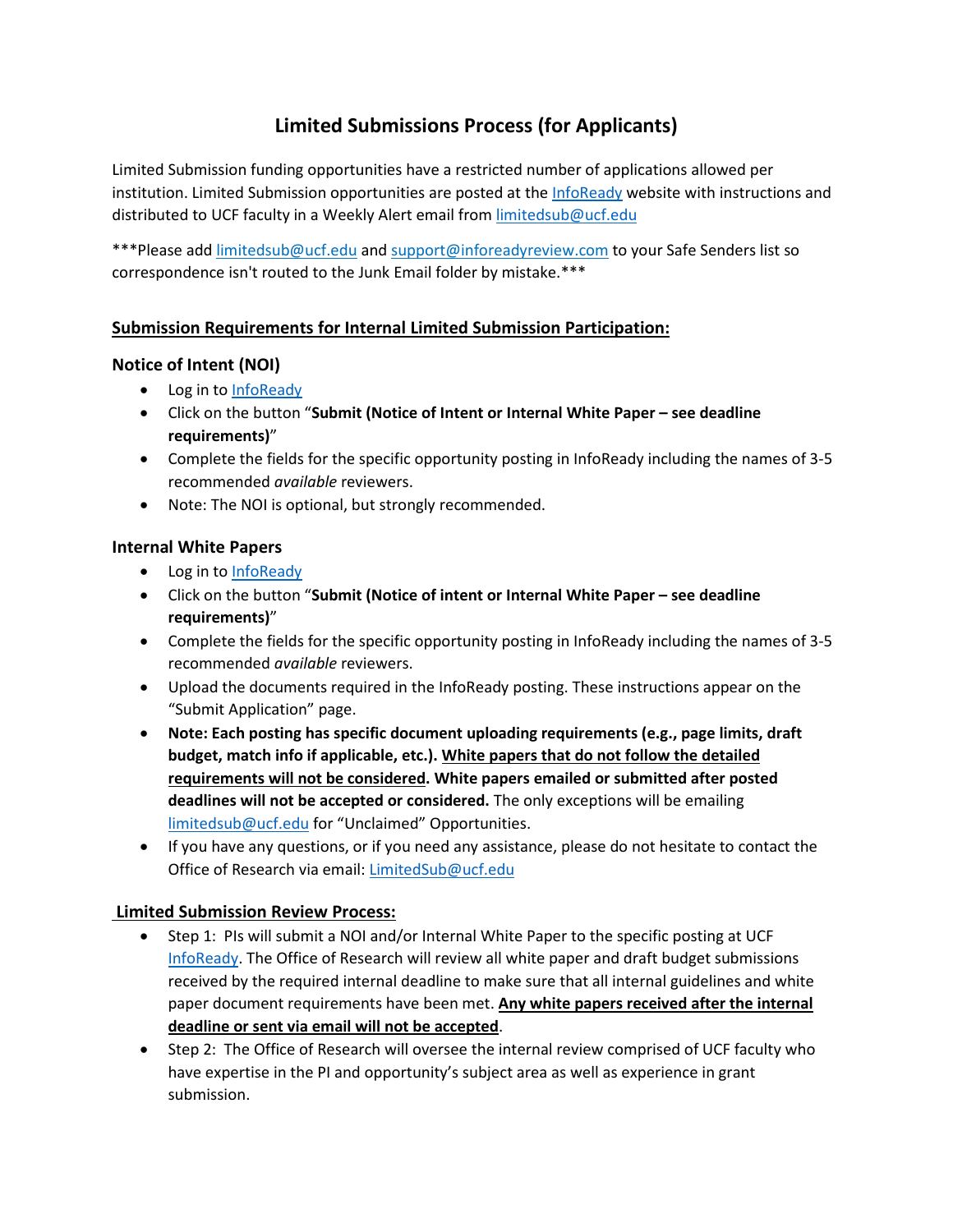# Limited Submissions Process (for Applicants)

Limited Submission funding opportunities have a restricted number of applications allowed per institution. Limited Submission opportunities are posted at the InfoReady website with instructions and distributed to UCF faculty in a Weekly Alert email from limitedsub@ucf.edu

***Please add limitedsub@ucf.edu and support@inforeadyreview.com to your Safe Senders list so correspondence isn't routed to the Junk Email folder by mistake.***

## Submission Requirements for Internal Limited Submission Participation:

### Notice of Intent (NOI)

- Log in to InfoReady
- Click on the button "**Submit (Notice of Intent or Internal White Paper – see deadline requirements)**"
- Complete the fields for the specific opportunity posting in InfoReady including the names of 3-5 recommended *available* reviewers.
- Note: The NOI is optional, but strongly recommended.

### Internal White Papers

- Log in to InfoReady
- Click on the button "**Submit (Notice of intent or Internal White Paper – see deadline requirements)**"
- Complete the fields for the specific opportunity posting in InfoReady including the names of 3-5 recommended *available* reviewers.
- Upload the documents required in the InfoReady posting. These instructions appear on the "Submit Application" page.
- **Note: Each posting has specific document uploading requirements (e.g., page limits, draft budget, match info if applicable, etc.). White papers that do not follow the detailed requirements will not be considered. White papers emailed or submitted after posted deadlines will not be accepted or considered.** The only exceptions will be emailing limitedsub@ucf.edu for "Unclaimed" Opportunities.
- If you have any questions, or if you need any assistance, please do not hesitate to contact the Office of Research via email: LimitedSub@ucf.edu

## Limited Submission Review Process:

- Step 1: PIs will submit a NOI and/or Internal White Paper to the specific posting at UCF InfoReady. The Office of Research will review all white paper and draft budget submissions received by the required internal deadline to make sure that all internal guidelines and white paper document requirements have been met. **Any white papers received after the internal deadline or sent via email will not be accepted**.
- Step 2: The Office of Research will oversee the internal review comprised of UCF faculty who have expertise in the PI and opportunity's subject area as well as experience in grant submission.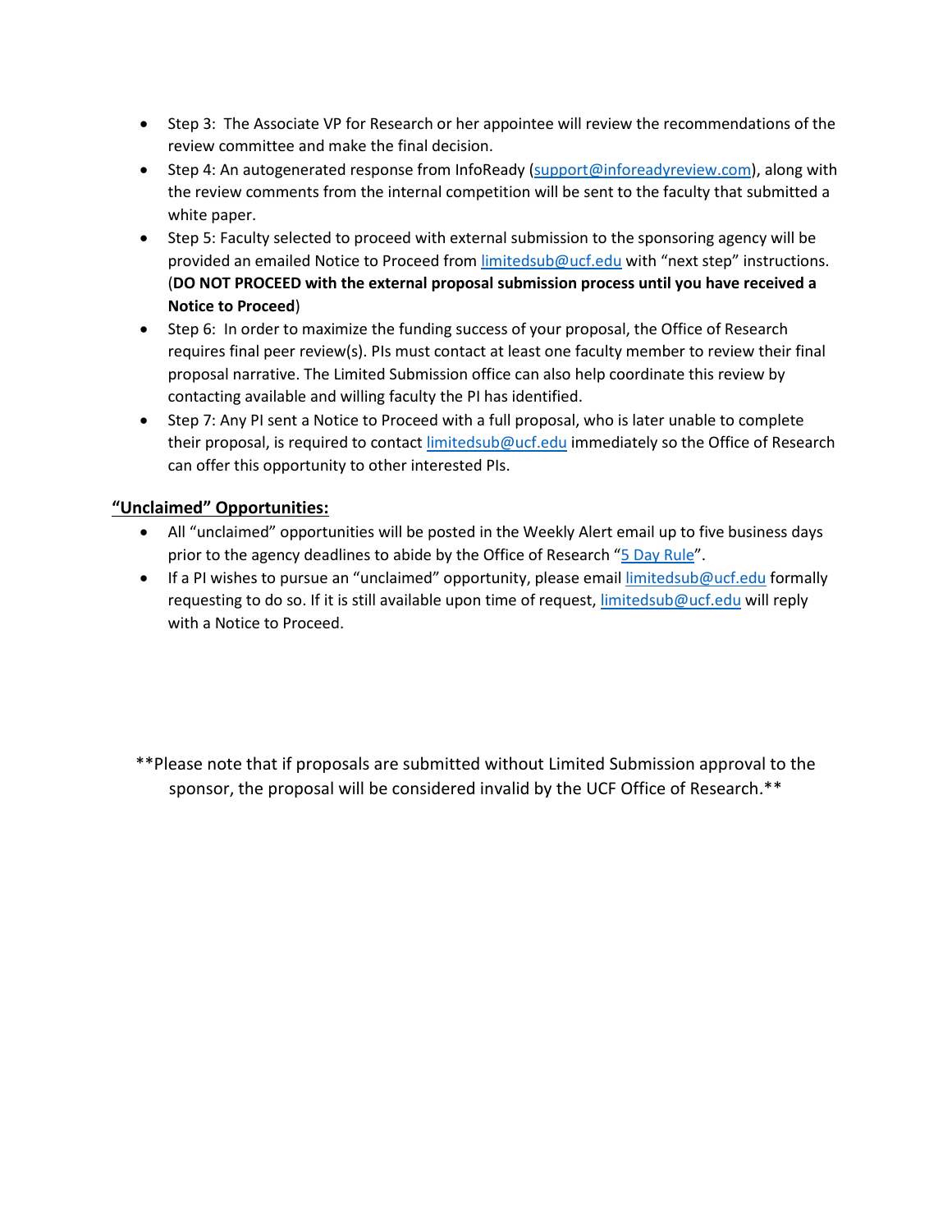- Step 3: The Associate VP for Research or her appointee will review the recommendations of the review committee and make the final decision.
- Step 4: An autogenerated response from InfoReady (support@inforeadyreview.com), along with the review comments from the internal competition will be sent to the faculty that submitted a white paper.
- Step 5: Faculty selected to proceed with external submission to the sponsoring agency will be provided an emailed Notice to Proceed from limitedsub@ucf.edu with "next step" instructions. (**DO NOT PROCEED with the external proposal submission process until you have received a Notice to Proceed**)
- Step 6: In order to maximize the funding success of your proposal, the Office of Research requires final peer review(s). PIs must contact at least one faculty member to review their final proposal narrative. The Limited Submission office can also help coordinate this review by contacting available and willing faculty the PI has identified.
- Step 7: Any PI sent a Notice to Proceed with a full proposal, who is later unable to complete their proposal, is required to contact limitedsub@ucf.edu immediately so the Office of Research can offer this opportunity to other interested PIs.

## "Unclaimed" Opportunities:

- All "unclaimed" opportunities will be posted in the Weekly Alert email up to five business days prior to the agency deadlines to abide by the Office of Research "5 Day Rule".
- If a PI wishes to pursue an "unclaimed" opportunity, please email limitedsub@ucf.edu formally requesting to do so. If it is still available upon time of request, limitedsub@ucf.edu will reply with a Notice to Proceed.

**Please note that if proposals are submitted without Limited Submission approval to the sponsor, the proposal will be considered invalid by the UCF Office of Research.**